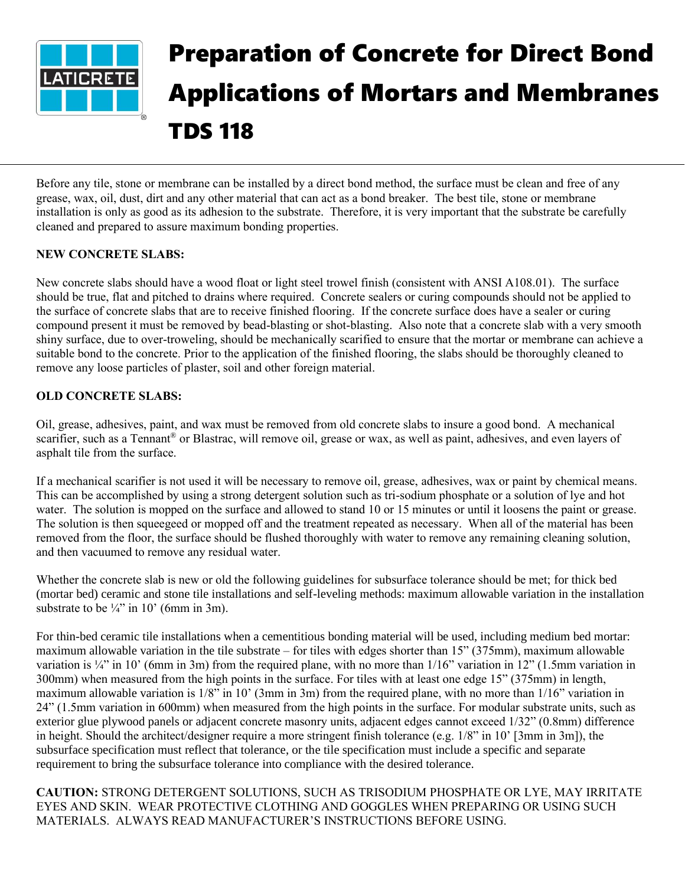# Preparation of Concrete for Direct Bond Applications of Mortars and Membranes TDS 118

Before any tile, stone or membrane can be installed by a direct bond method, the surface must be clean and free of any grease, wax, oil, dust, dirt and any other material that can act as a bond breaker. The best tile, stone or membrane installation is only as good as its adhesion to the substrate. Therefore, it is very important that the substrate be carefully cleaned and prepared to assure maximum bonding properties.

**NEW CONCRETE SLABS:**

New concrete slabs should have a wood float or light steel trowel finish (consistent with ANSI A108.01). The surface should be true, flat and pitched to drains where required. Concrete sealers or curing compounds should not be applied to the surface of concrete slabs that are to receive finished flooring. If the concrete surface does have a sealer or curing compound present it must be removed by bead-blasting or shot-blasting. Also note that a concrete slab with a very smooth shiny surface, due to over-troweling, should be mechanically scarified to ensure that the mortar or membrane can achieve a suitable bond to the concrete. Prior to the application of the finished flooring, the slabs should be thoroughly cleaned to remove any loose particles of plaster, soil and other foreign material.

**OLD CONCRETE SLABS:**

Oil, grease, adhesives, paint, and wax must be removed from old concrete slabs to insure a good bond. A mechanical scarifier, such as a Tennant® or Blastrac, will remove oil, grease or wax, as well as paint, adhesives, and even layers of asphalt tile from the surface.

If a mechanical scarifier is not used it will be necessary to remove oil, grease, adhesives, wax or paint by chemical means. This can be accomplished by using a strong detergent solution such as tri-sodium phosphate or a solution of lye and hot water. The solution is mopped on the surface and allowed to stand 10 or 15 minutes or until it loosens the paint or grease. The solution is then squeegeed or mopped off and the treatment repeated as necessary. When all of the material has been removed from the floor, the surface should be flushed thoroughly with water to remove any remaining cleaning solution, and then vacuumed to remove any residual water.

Whether the concrete slab is new or old the following guidelines for subsurface tolerance should be met; for thick bed (mortar bed) ceramic and stone tile installations and self-leveling methods: maximum allowable variation in the installation substrate to be ¼" in 10' (6mm in 3m).

For thin-bed ceramic tile installations when a cementitious bonding material will be used, including medium bed mortar: maximum allowable variation in the tile substrate – for tiles with edges shorter than 15" (375mm), maximum allowable variation is ¼" in 10' (6mm in 3m) from the required plane, with no more than 1/16" variation in 12" (1.5mm variation in 300mm) when measured from the high points in the surface. For tiles with at least one edge 15" (375mm) in length, maximum allowable variation is 1/8" in 10' (3mm in 3m) from the required plane, with no more than 1/16" variation in 24" (1.5mm variation in 600mm) when measured from the high points in the surface. For modular substrate units, such as exterior glue plywood panels or adjacent concrete masonry units, adjacent edges cannot exceed 1/32" (0.8mm) difference in height. Should the architect/designer require a more stringent finish tolerance (e.g. 1/8" in 10' [3mm in 3m]), the subsurface specification must reflect that tolerance, or the tile specification must include a specific and separate requirement to bring the subsurface tolerance into compliance with the desired tolerance.

**CAUTION:** STRONG DETERGENT SOLUTIONS, SUCH AS TRISODIUM PHOSPHATE OR LYE, MAY IRRITATE EYES AND SKIN. WEAR PROTECTIVE CLOTHING AND GOGGLES WHEN PREPARING OR USING SUCH MATERIALS. ALWAYS READ MANUFACTURER'S INSTRUCTIONS BEFORE USING.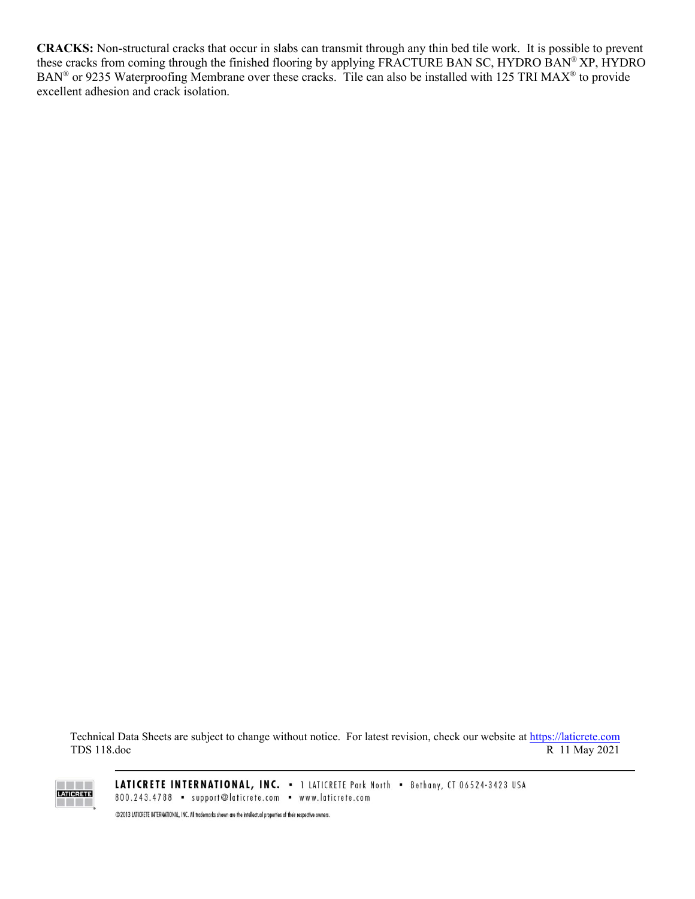**CRACKS:** Non-structural cracks that occur in slabs can transmit through any thin bed tile work. It is possible to prevent these cracks from coming through the finished flooring by applying FRACTURE BAN SC, HYDRO BAN® XP, HYDRO BAN® or 9235 Waterproofing Membrane over these cracks. Tile can also be installed with 125 TRI MAX® to provide excellent adhesion and crack isolation.

Technical Data Sheets are subject to change without notice. For latest revision, check our website at https://laticrete.com
TDS 118.doc R 11 May 2021

**LATICRETE INTERNATIONAL, INC.** ▪ 1 LATICRETE Park North ▪ Bethany, CT 06524-3423 USA
800.243.4788 ▪ support@laticrete.com ▪ www.laticrete.com

©2013 LATICRETE INTERNATIONAL, INC. All trademarks shown are the intellectual properties of their respective owners.